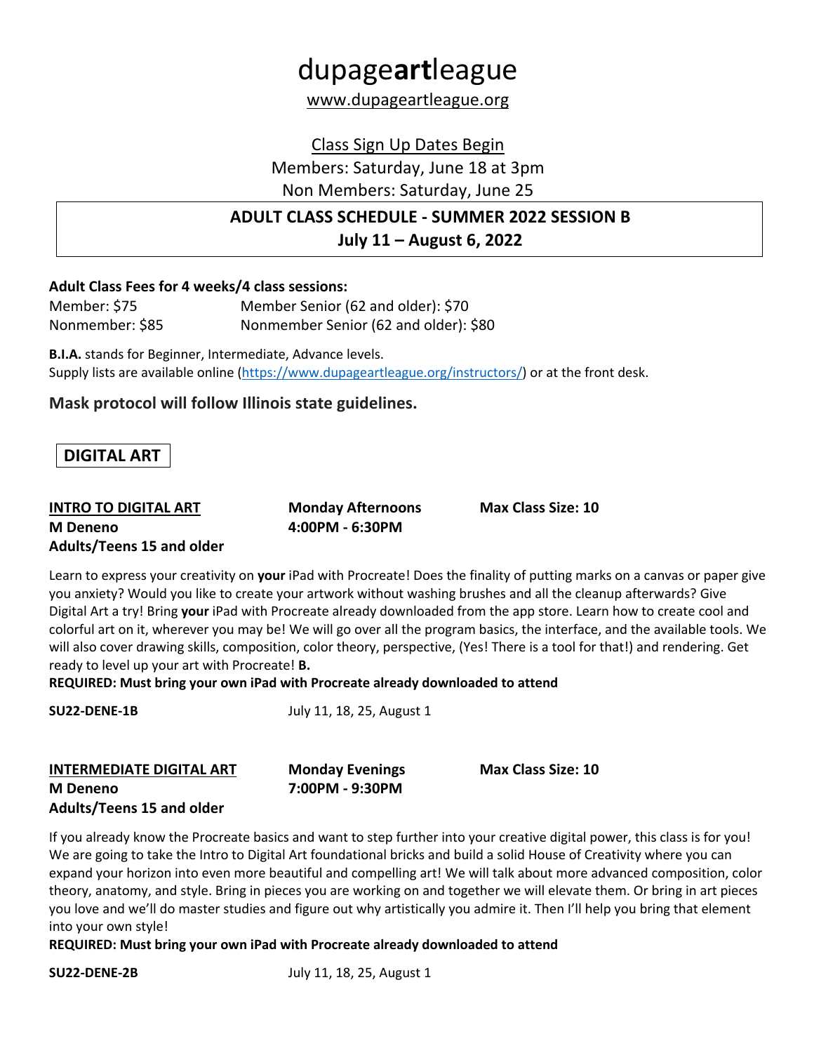# dupage**art**league

www.dupageartleague.org

Class Sign Up Dates Begin

Members: Saturday, June 18 at 3pm

Non Members: Saturday, June 25

## ADULT CLASS SCHEDULE - SUMMER 2022 SESSION B
## July 11 – August 6, 2022

**Adult Class Fees for 4 weeks/4 class sessions:**

| | |
|---|---|
| Member: $75 | Member Senior (62 and older): $70 |
| Nonmember: $85 | Nonmember Senior (62 and older): $80 |

**B.I.A.** stands for Beginner, Intermediate, Advance levels.
Supply lists are available online (https://www.dupageartleague.org/instructors/) or at the front desk.

**Mask protocol will follow Illinois state guidelines.**

## DIGITAL ART

**INTRO TO DIGITAL ART** | **Monday Afternoons** | **Max Class Size: 10**
**M Deneno** | **4:00PM - 6:30PM**
**Adults/Teens 15 and older**

Learn to express your creativity on **your** iPad with Procreate! Does the finality of putting marks on a canvas or paper give you anxiety? Would you like to create your artwork without washing brushes and all the cleanup afterwards? Give Digital Art a try! Bring **your** iPad with Procreate already downloaded from the app store. Learn how to create cool and colorful art on it, wherever you may be! We will go over all the program basics, the interface, and the available tools. We will also cover drawing skills, composition, color theory, perspective, (Yes! There is a tool for that!) and rendering. Get ready to level up your art with Procreate! **B.**

**REQUIRED: Must bring your own iPad with Procreate already downloaded to attend**

**SU22-DENE-1B** July 11, 18, 25, August 1

**INTERMEDIATE DIGITAL ART** | **Monday Evenings** | **Max Class Size: 10**
**M Deneno** | **7:00PM - 9:30PM**
**Adults/Teens 15 and older**

If you already know the Procreate basics and want to step further into your creative digital power, this class is for you! We are going to take the Intro to Digital Art foundational bricks and build a solid House of Creativity where you can expand your horizon into even more beautiful and compelling art! We will talk about more advanced composition, color theory, anatomy, and style. Bring in pieces you are working on and together we will elevate them. Or bring in art pieces you love and we'll do master studies and figure out why artistically you admire it. Then I'll help you bring that element into your own style!

**REQUIRED: Must bring your own iPad with Procreate already downloaded to attend**

**SU22-DENE-2B** July 11, 18, 25, August 1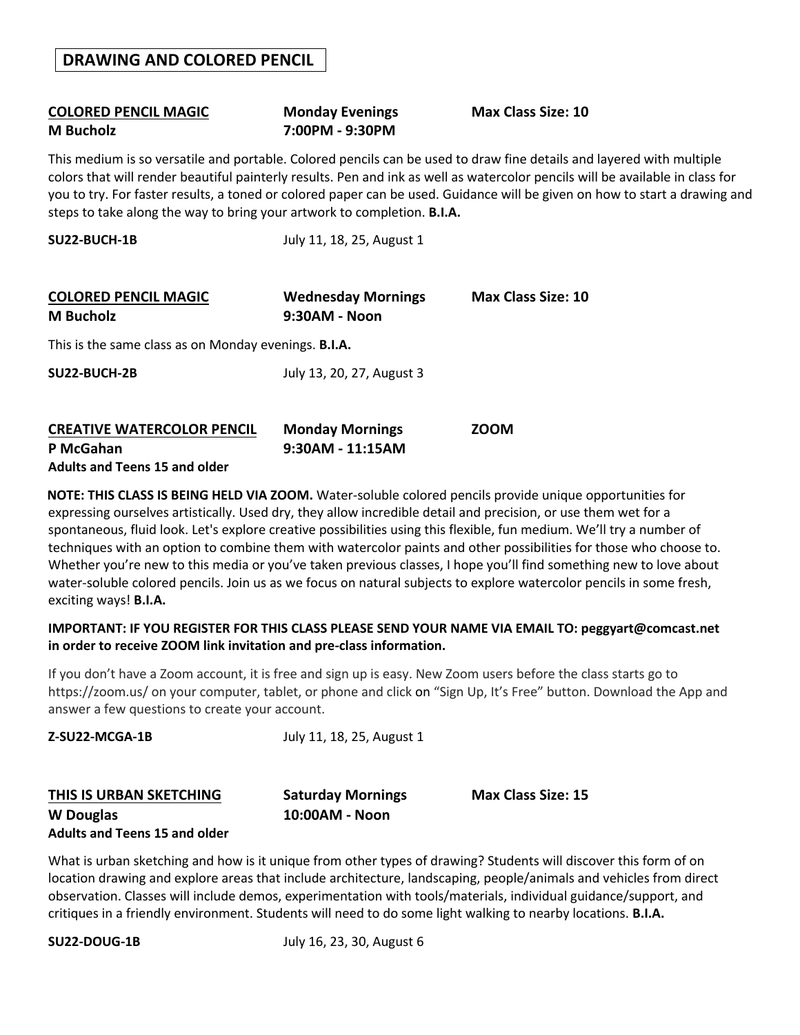## DRAWING AND COLORED PENCIL

**<u>COLORED PENCIL MAGIC</u>** **Monday Evenings** **Max Class Size: 10**
**M Bucholz** **7:00PM - 9:30PM**

This medium is so versatile and portable. Colored pencils can be used to draw fine details and layered with multiple colors that will render beautiful painterly results. Pen and ink as well as watercolor pencils will be available in class for you to try. For faster results, a toned or colored paper can be used. Guidance will be given on how to start a drawing and steps to take along the way to bring your artwork to completion. **B.I.A.**

**SU22-BUCH-1B** July 11, 18, 25, August 1

**<u>COLORED PENCIL MAGIC</u>** **Wednesday Mornings** **Max Class Size: 10**
**M Bucholz** **9:30AM - Noon**

This is the same class as on Monday evenings. **B.I.A.**

**SU22-BUCH-2B** July 13, 20, 27, August 3

**<u>CREATIVE WATERCOLOR PENCIL</u>** **Monday Mornings** **ZOOM**
**P McGahan** **9:30AM - 11:15AM**
**Adults and Teens 15 and older**

**NOTE: THIS CLASS IS BEING HELD VIA ZOOM.** Water-soluble colored pencils provide unique opportunities for expressing ourselves artistically. Used dry, they allow incredible detail and precision, or use them wet for a spontaneous, fluid look. Let's explore creative possibilities using this flexible, fun medium. We'll try a number of techniques with an option to combine them with watercolor paints and other possibilities for those who choose to. Whether you're new to this media or you've taken previous classes, I hope you'll find something new to love about water-soluble colored pencils. Join us as we focus on natural subjects to explore watercolor pencils in some fresh, exciting ways! **B.I.A.**

**IMPORTANT: IF YOU REGISTER FOR THIS CLASS PLEASE SEND YOUR NAME VIA EMAIL TO: peggyart@comcast.net in order to receive ZOOM link invitation and pre-class information.**

If you don't have a Zoom account, it is free and sign up is easy. New Zoom users before the class starts go to https://zoom.us/ on your computer, tablet, or phone and click on "Sign Up, It's Free" button. Download the App and answer a few questions to create your account.

**Z-SU22-MCGA-1B** July 11, 18, 25, August 1

**<u>THIS IS URBAN SKETCHING</u>** **Saturday Mornings** **Max Class Size: 15**
**W Douglas** **10:00AM - Noon**
**Adults and Teens 15 and older**

What is urban sketching and how is it unique from other types of drawing? Students will discover this form of on location drawing and explore areas that include architecture, landscaping, people/animals and vehicles from direct observation. Classes will include demos, experimentation with tools/materials, individual guidance/support, and critiques in a friendly environment. Students will need to do some light walking to nearby locations. **B.I.A.**

**SU22-DOUG-1B** July 16, 23, 30, August 6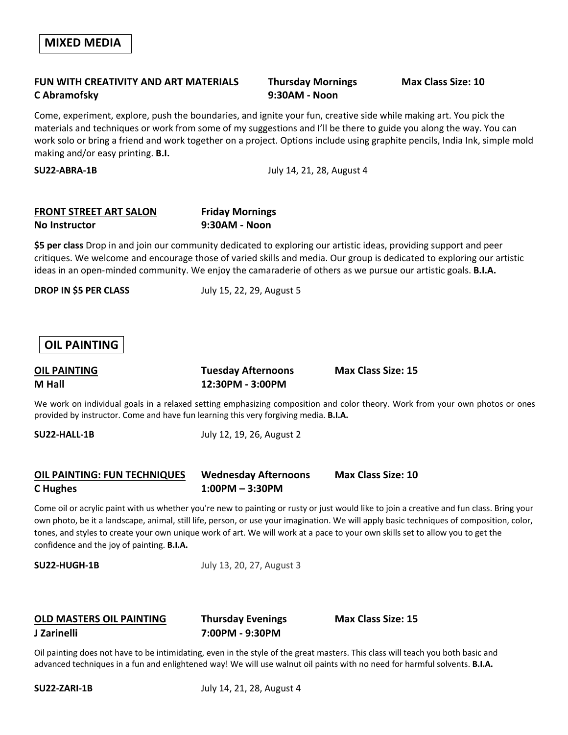## MIXED MEDIA

**FUN WITH CREATIVITY AND ART MATERIALS** **Thursday Mornings** **Max Class Size: 10**
**C Abramofsky** **9:30AM - Noon**

Come, experiment, explore, push the boundaries, and ignite your fun, creative side while making art. You pick the materials and techniques or work from some of my suggestions and I'll be there to guide you along the way. You can work solo or bring a friend and work together on a project. Options include using graphite pencils, India Ink, simple mold making and/or easy printing. **B.I.**

**SU22-ABRA-1B** July 14, 21, 28, August 4

**FRONT STREET ART SALON** **Friday Mornings**
**No Instructor** **9:30AM - Noon**

**$5 per class** Drop in and join our community dedicated to exploring our artistic ideas, providing support and peer critiques. We welcome and encourage those of varied skills and media. Our group is dedicated to exploring our artistic ideas in an open-minded community. We enjoy the camaraderie of others as we pursue our artistic goals. **B.I.A.**

**DROP IN $5 PER CLASS** July 15, 22, 29, August 5

## OIL PAINTING

**OIL PAINTING** **Tuesday Afternoons** **Max Class Size: 15**
**M Hall** **12:30PM - 3:00PM**

We work on individual goals in a relaxed setting emphasizing composition and color theory. Work from your own photos or ones provided by instructor. Come and have fun learning this very forgiving media. **B.I.A.**

**SU22-HALL-1B** July 12, 19, 26, August 2

**OIL PAINTING: FUN TECHNIQUES** **Wednesday Afternoons** **Max Class Size: 10**
**C Hughes** **1:00PM – 3:30PM**

Come oil or acrylic paint with us whether you're new to painting or rusty or just would like to join a creative and fun class. Bring your own photo, be it a landscape, animal, still life, person, or use your imagination. We will apply basic techniques of composition, color, tones, and styles to create your own unique work of art. We will work at a pace to your own skills set to allow you to get the confidence and the joy of painting. **B.I.A.**

**SU22-HUGH-1B** July 13, 20, 27, August 3

**OLD MASTERS OIL PAINTING** **Thursday Evenings** **Max Class Size: 15**
**J Zarinelli** **7:00PM - 9:30PM**

Oil painting does not have to be intimidating, even in the style of the great masters. This class will teach you both basic and advanced techniques in a fun and enlightened way! We will use walnut oil paints with no need for harmful solvents. **B.I.A.**

**SU22-ZARI-1B** July 14, 21, 28, August 4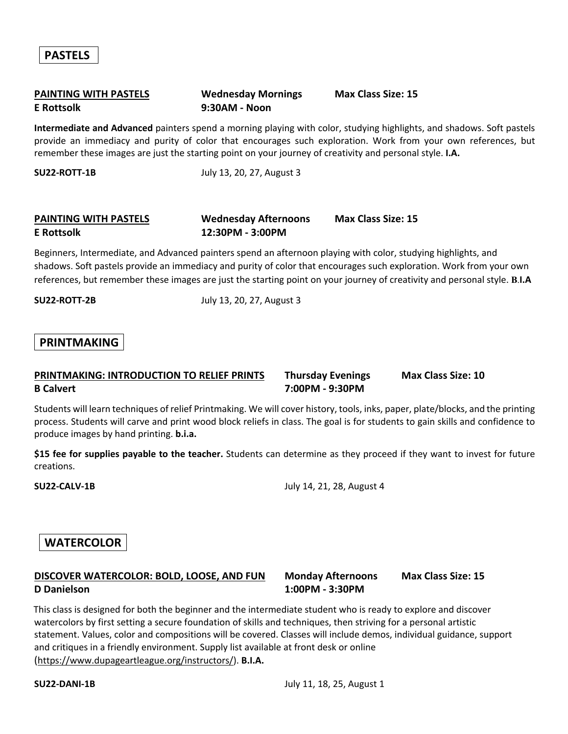## PASTELS

**PAINTING WITH PASTELS** — **Wednesday Mornings** — **Max Class Size: 15**
**E Rottsolk** — **9:30AM - Noon**

**Intermediate and Advanced** painters spend a morning playing with color, studying highlights, and shadows. Soft pastels provide an immediacy and purity of color that encourages such exploration. Work from your own references, but remember these images are just the starting point on your journey of creativity and personal style. **I.A.**

**SU22-ROTT-1B** — July 13, 20, 27, August 3

**PAINTING WITH PASTELS** — **Wednesday Afternoons** — **Max Class Size: 15**
**E Rottsolk** — **12:30PM - 3:00PM**

Beginners, Intermediate, and Advanced painters spend an afternoon playing with color, studying highlights, and shadows. Soft pastels provide an immediacy and purity of color that encourages such exploration. Work from your own references, but remember these images are just the starting point on your journey of creativity and personal style. **B.I.A**

**SU22-ROTT-2B** — July 13, 20, 27, August 3

## PRINTMAKING

**PRINTMAKING: INTRODUCTION TO RELIEF PRINTS** — **Thursday Evenings** — **Max Class Size: 10**
**B Calvert** — **7:00PM - 9:30PM**

Students will learn techniques of relief Printmaking. We will cover history, tools, inks, paper, plate/blocks, and the printing process. Students will carve and print wood block reliefs in class. The goal is for students to gain skills and confidence to produce images by hand printing. **b.i.a.**

**$15 fee for supplies payable to the teacher.** Students can determine as they proceed if they want to invest for future creations.

**SU22-CALV-1B** — July 14, 21, 28, August 4

## WATERCOLOR

**DISCOVER WATERCOLOR: BOLD, LOOSE, AND FUN** — **Monday Afternoons** — **Max Class Size: 15**
**D Danielson** — **1:00PM - 3:30PM**

This class is designed for both the beginner and the intermediate student who is ready to explore and discover watercolors by first setting a secure foundation of skills and techniques, then striving for a personal artistic statement. Values, color and compositions will be covered. Classes will include demos, individual guidance, support and critiques in a friendly environment. Supply list available at front desk or online (https://www.dupageartleague.org/instructors/). **B.I.A.**

**SU22-DANI-1B** — July 11, 18, 25, August 1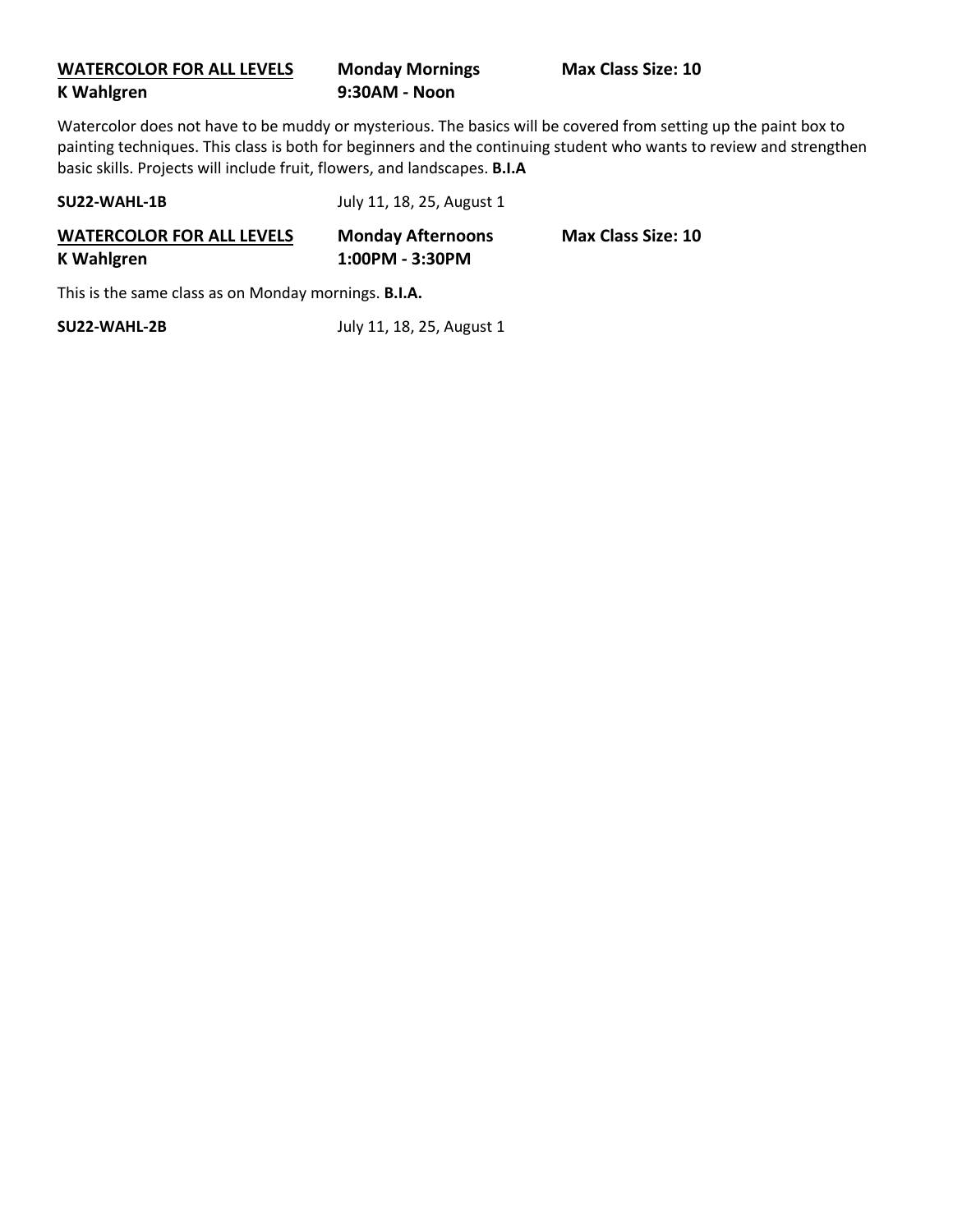**<u>WATERCOLOR FOR ALL LEVELS</u>** **Monday Mornings** **Max Class Size: 10**
**K Wahlgren** **9:30AM - Noon**

Watercolor does not have to be muddy or mysterious. The basics will be covered from setting up the paint box to painting techniques. This class is both for beginners and the continuing student who wants to review and strengthen basic skills. Projects will include fruit, flowers, and landscapes. **B.I.A**

**SU22-WAHL-1B** July 11, 18, 25, August 1

**<u>WATERCOLOR FOR ALL LEVELS</u>** **Monday Afternoons** **Max Class Size: 10**
**K Wahlgren** **1:00PM - 3:30PM**

This is the same class as on Monday mornings. **B.I.A.**

**SU22-WAHL-2B** July 11, 18, 25, August 1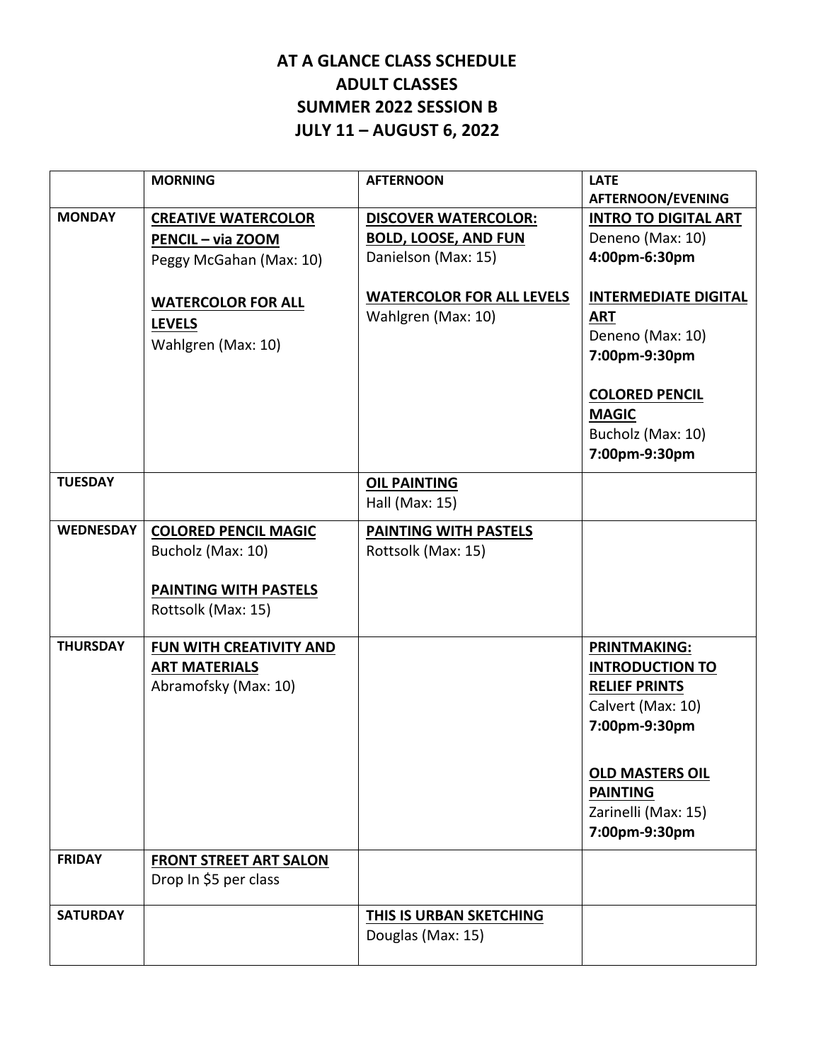# AT A GLANCE CLASS SCHEDULE
# ADULT CLASSES
# SUMMER 2022 SESSION B
# JULY 11 – AUGUST 6, 2022

| | MORNING | AFTERNOON | LATE AFTERNOON/EVENING |
|---|---|---|---|
| **MONDAY** | **CREATIVE WATERCOLOR PENCIL – via ZOOM**<br>Peggy McGahan (Max: 10)<br><br>**WATERCOLOR FOR ALL LEVELS**<br>Wahlgren (Max: 10) | **DISCOVER WATERCOLOR: BOLD, LOOSE, AND FUN**<br>Danielson (Max: 15)<br><br>**WATERCOLOR FOR ALL LEVELS**<br>Wahlgren (Max: 10) | **INTRO TO DIGITAL ART**<br>Deneno (Max: 10)<br>**4:00pm-6:30pm**<br><br>**INTERMEDIATE DIGITAL ART**<br>Deneno (Max: 10)<br>**7:00pm-9:30pm**<br><br>**COLORED PENCIL MAGIC**<br>Bucholz (Max: 10)<br>**7:00pm-9:30pm** |
| **TUESDAY** | | **OIL PAINTING**<br>Hall (Max: 15) | |
| **WEDNESDAY** | **COLORED PENCIL MAGIC**<br>Bucholz (Max: 10)<br><br>**PAINTING WITH PASTELS**<br>Rottsolk (Max: 15) | **PAINTING WITH PASTELS**<br>Rottsolk (Max: 15) | |
| **THURSDAY** | **FUN WITH CREATIVITY AND ART MATERIALS**<br>Abramofsky (Max: 10) | | **PRINTMAKING: INTRODUCTION TO RELIEF PRINTS**<br>Calvert (Max: 10)<br>**7:00pm-9:30pm**<br><br>**OLD MASTERS OIL PAINTING**<br>Zarinelli (Max: 15)<br>**7:00pm-9:30pm** |
| **FRIDAY** | **FRONT STREET ART SALON**<br>Drop In $5 per class | | |
| **SATURDAY** | | **THIS IS URBAN SKETCHING**<br>Douglas (Max: 15) | |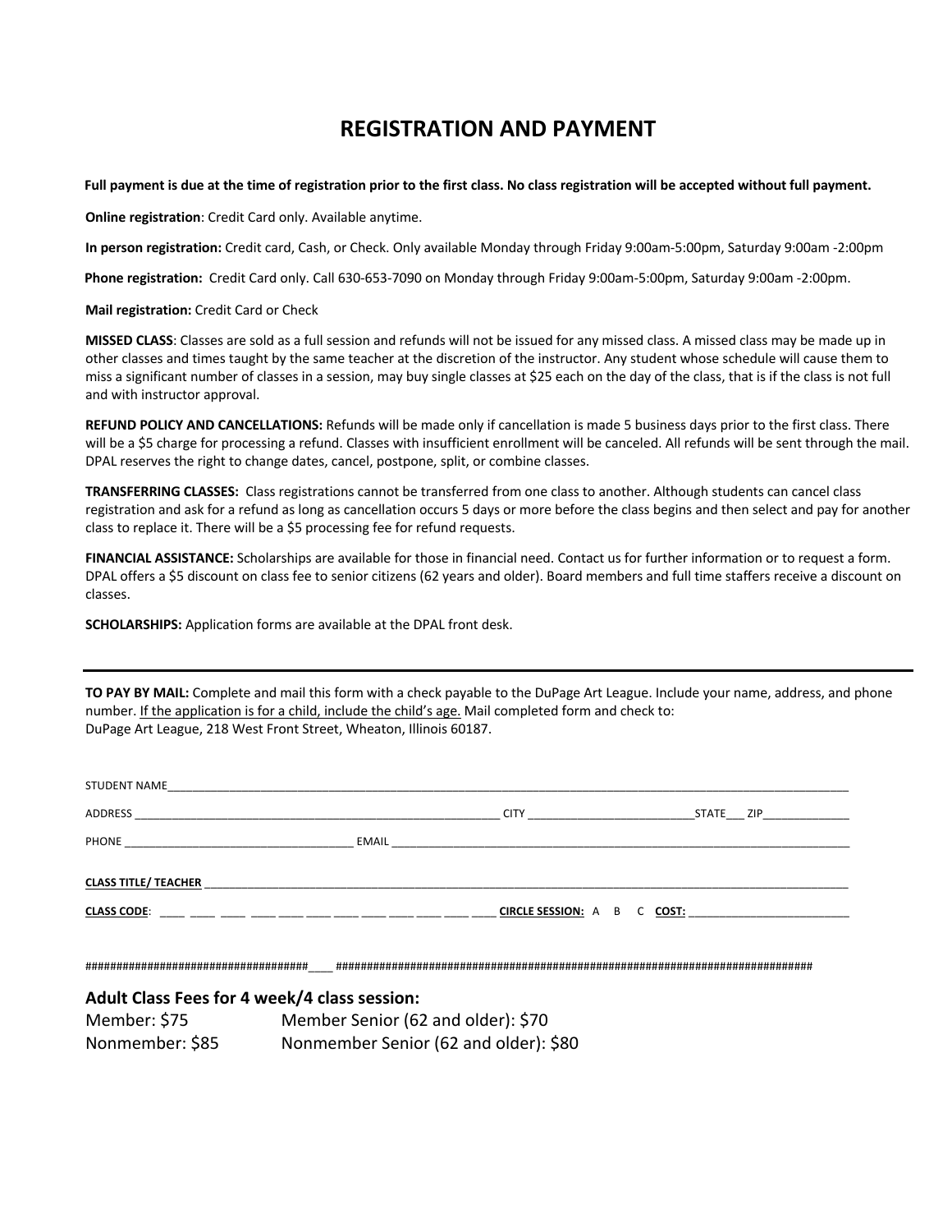# REGISTRATION AND PAYMENT

**Full payment is due at the time of registration prior to the first class. No class registration will be accepted without full payment.**

**Online registration**: Credit Card only. Available anytime.

**In person registration:** Credit card, Cash, or Check. Only available Monday through Friday 9:00am-5:00pm, Saturday 9:00am -2:00pm

**Phone registration:** Credit Card only. Call 630-653-7090 on Monday through Friday 9:00am-5:00pm, Saturday 9:00am -2:00pm.

**Mail registration:** Credit Card or Check

**MISSED CLASS**: Classes are sold as a full session and refunds will not be issued for any missed class. A missed class may be made up in other classes and times taught by the same teacher at the discretion of the instructor. Any student whose schedule will cause them to miss a significant number of classes in a session, may buy single classes at $25 each on the day of the class, that is if the class is not full and with instructor approval.

**REFUND POLICY AND CANCELLATIONS:** Refunds will be made only if cancellation is made 5 business days prior to the first class. There will be a $5 charge for processing a refund. Classes with insufficient enrollment will be canceled. All refunds will be sent through the mail. DPAL reserves the right to change dates, cancel, postpone, split, or combine classes.

**TRANSFERRING CLASSES:** Class registrations cannot be transferred from one class to another. Although students can cancel class registration and ask for a refund as long as cancellation occurs 5 days or more before the class begins and then select and pay for another class to replace it. There will be a $5 processing fee for refund requests.

**FINANCIAL ASSISTANCE:** Scholarships are available for those in financial need. Contact us for further information or to request a form. DPAL offers a $5 discount on class fee to senior citizens (62 years and older). Board members and full time staffers receive a discount on classes.

**SCHOLARSHIPS:** Application forms are available at the DPAL front desk.

---

**TO PAY BY MAIL:** Complete and mail this form with a check payable to the DuPage Art League. Include your name, address, and phone number. If the application is for a child, include the child's age. Mail completed form and check to:
DuPage Art League, 218 West Front Street, Wheaton, Illinois 60187.

STUDENT NAME_______________________________________________

ADDRESS ______________________________ CITY ________________ STATE___ ZIP__________

PHONE ____________________ EMAIL ______________________________

**CLASS TITLE/ TEACHER** ______________________________________________

**CLASS CODE**: ____ ____ ____ ____ ____ ____ ____ ____ ____ ____ ____ ____ **CIRCLE SESSION:** A B C **COST:** ______________

####################################____ ##############################################################################

## Adult Class Fees for 4 week/4 class session:

Member: $75 Member Senior (62 and older): $70

Nonmember: $85 Nonmember Senior (62 and older): $80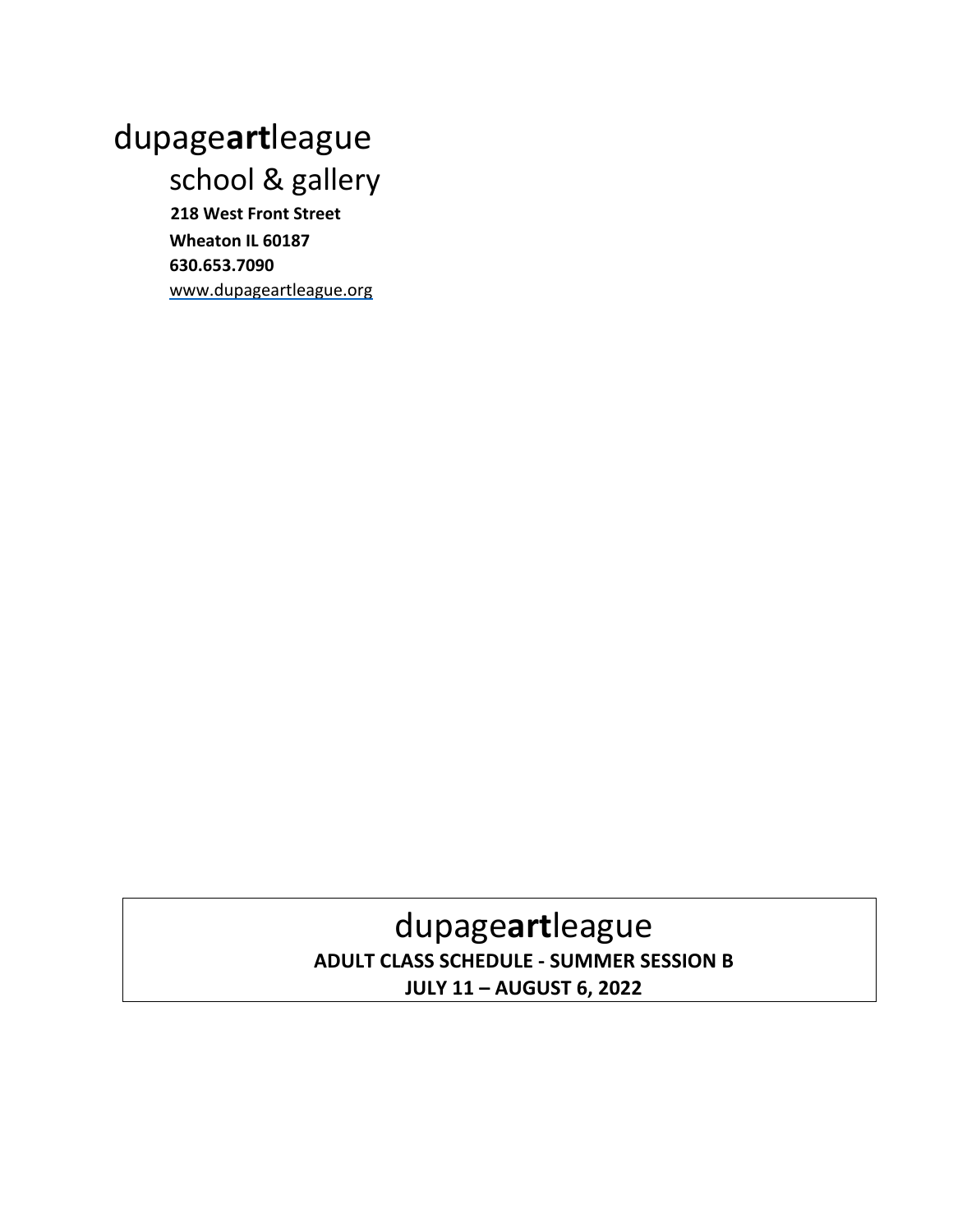# dupage**art**league

## school & gallery

**218 West Front Street**

**Wheaton IL 60187**

**630.653.7090**

www.dupageartleague.org

# dupage**art**league

**ADULT CLASS SCHEDULE - SUMMER SESSION B**

**JULY 11 – AUGUST 6, 2022**